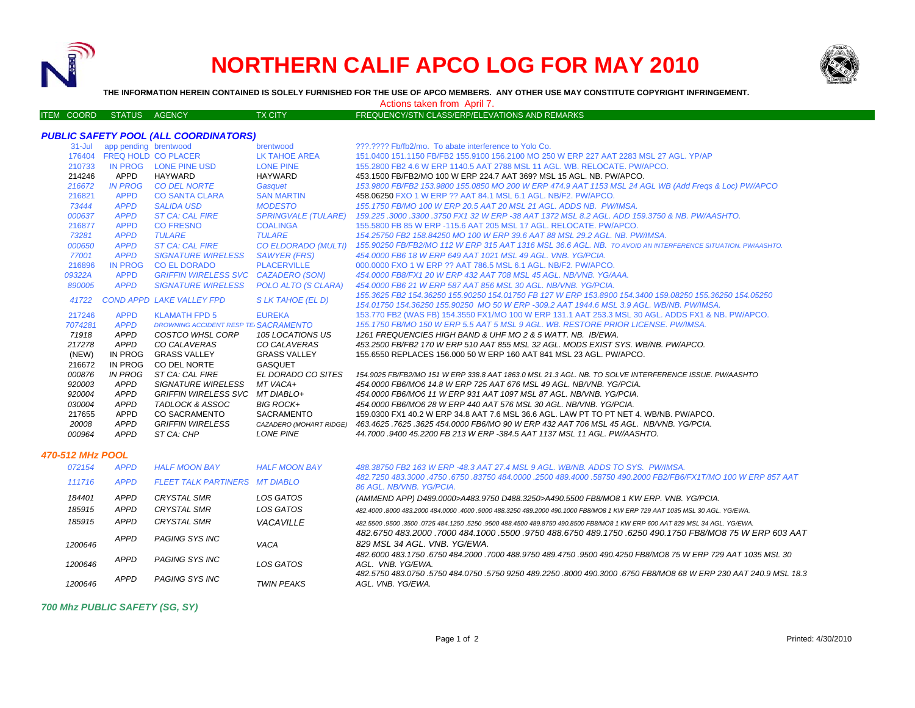# NORTHERN CALIF APCO LOG FOR MAY 2010

**THE INFORMATION HEREIN CONTAINED IS SOLELY FURNISHED FOR THE USE OF APCO MEMBERS. ANY OTHER USE MAY CONSTITUTE COPYRIGHT INFRINGEMENT.**

Actions taken from April 7.

| ITEM COORD | STATUS | AGENCY | TX CITY | FREQUENCY/STN CLASS/ERP/ELEVATIONS AND REMARKS |
|---|---|---|---|---|

### PUBLIC SAFETY POOL (ALL COORDINATORS)

| ITEM COORD | STATUS | AGENCY | TX CITY | FREQUENCY/STN CLASS/ERP/ELEVATIONS AND REMARKS |
|---|---|---|---|---|
| 31-Jul | app pending | brentwood | brentwood | ???.???? Fb/fb2/mo. To abate interference to Yolo Co. |
| 176404 | FREQ HOLD | CO PLACER | LK TAHOE AREA | 151.0400 151.1150 FB/FB2 155.9100 156.2100 MO 250 W ERP 227 AAT 2283 MSL 27 AGL. YP/AP |
| 210733 | IN PROG | LONE PINE USD | LONE PINE | 155.2800 FB2 4.6 W ERP 1140.5 AAT 2788 MSL 11 AGL. WB. RELOCATE. PW/APCO. |
| 214246 | APPD | HAYWARD | HAYWARD | 453.1500 FB/FB2/MO 100 W ERP 224.7 AAT 369? MSL 15 AGL. NB. PW/APCO. |
| 216672 | IN PROG | CO DEL NORTE | Gasquet | 153.9800 FB/FB2 153.9800 155.0850 MO 200 W ERP 474.9 AAT 1153 MSL 24 AGL WB (Add Freqs & Loc) PW/APCO |
| 216821 | APPD | CO SANTA CLARA | SAN MARTIN | 458.06250 FXO 1 W ERP ?? AAT 84.1 MSL 6.1 AGL. NB/F2. PW/APCO. |
| 73444 | APPD | SALIDA USD | MODESTO | 155.1750 FB/MO 100 W ERP 20.5 AAT 20 MSL 21 AGL. ADDS NB. PW/IMSA. |
| 000637 | APPD | ST CA: CAL FIRE | SPRINGVALE (TULARE) | 159.225 .3000 .3300 .3750 FX1 32 W ERP -38 AAT 1372 MSL 8.2 AGL. ADD 159.3750 & NB. PW/AASHTO. |
| 216877 | APPD | CO FRESNO | COALINGA | 155.5800 FB 85 W ERP -115.6 AAT 205 MSL 17 AGL. RELOCATE. PW/APCO. |
| 73281 | APPD | TULARE | TULARE | 154.25750 FB2 158.84250 MO 100 W ERP 39.6 AAT 88 MSL 29.2 AGL. NB. PW/IMSA. |
| 000650 | APPD | ST CA: CAL FIRE | CO ELDORADO (MULTI) | 155.90250 FB/FB2/MO 112 W ERP 315 AAT 1316 MSL 36.6 AGL. NB. TO AVOID AN INTERFERENCE SITUATION. PW/AASHTO. |
| 77001 | APPD | SIGNATURE WIRELESS | SAWYER (FRS) | 454.0000 FB6 18 W ERP 649 AAT 1021 MSL 49 AGL. VNB. YG/PCIA. |
| 216896 | IN PROG | CO EL DORADO | PLACERVILLE | 000.0000 FXO 1 W ERP ?? AAT 786.5 MSL 6.1 AGL. NB/F2. PW/APCO. |
| 09322A | APPD | GRIFFIN WIRELESS SVC | CAZADERO (SON) | 454.0000 FB8/FX1 20 W ERP 432 AAT 708 MSL 45 AGL. NB/VNB. YG/AAA. |
| 890005 | APPD | SIGNATURE WIRELESS | POLO ALTO (S CLARA) | 454.0000 FB6 21 W ERP 587 AAT 856 MSL 30 AGL. NB/VNB. YG/PCIA. |
| 41722 | COND APPD | LAKE VALLEY FPD | S LK TAHOE (EL D) | 155.3625 FB2 154.36250 155.90250 154.01750 FB 127 W ERP 153.8900 154.3400 159.08250 155.36250 154.05250 154.01750 154.36250 155.90250 MO 50 W ERP -309.2 AAT 1944.6 MSL 3.9 AGL. WB/NB. PW/IMSA. |
| 217246 | APPD | KLAMATH FPD 5 | EUREKA | 153.770 FB2 (WAS FB) 154.3550 FX1/MO 100 W ERP 131.1 AAT 253.3 MSL 30 AGL. ADDS FX1 & NB. PW/APCO. |
| 7074281 | APPD | DROWNING ACCIDENT RESP TE | SACRAMENTO | 155.1750 FB/MO 150 W ERP 5.5 AAT 5 MSL 9 AGL. WB. RESTORE PRIOR LICENSE. PW/IMSA. |
| 71918 | APPD | COSTCO WHSL CORP | 105 LOCATIONS US | 1261 FREQUENCIES HIGH BAND & UHF MO 2 & 5 WATT. NB. IB/EWA. |
| 217278 | APPD | CO CALAVERAS | CO CALAVERAS | 453.2500 FB/FB2 170 W ERP 510 AAT 855 MSL 32 AGL. MODS EXIST SYS. WB/NB. PW/APCO. |
| (NEW) | IN PROG | GRASS VALLEY | GRASS VALLEY | 155.6550 REPLACES 156.000 50 W ERP 160 AAT 841 MSL 23 AGL. PW/APCO. |
| 216672 | IN PROG | CO DEL NORTE | GASQUET | |
| 000876 | IN PROG | ST CA: CAL FIRE | EL DORADO CO SITES | 154.9025 FB/FB2/MO 151 W ERP 338.8 AAT 1863.0 MSL 21.3 AGL. NB. TO SOLVE INTERFERENCE ISSUE. PW/AASHTO |
| 920003 | APPD | SIGNATURE WIRELESS | MT VACA+ | 454.0000 FB6/MO6 14.8 W ERP 725 AAT 676 MSL 49 AGL. NB/VNB. YG/PCIA. |
| 920004 | APPD | GRIFFIN WIRELESS SVC | MT DIABLO+ | 454.0000 FB6/MO6 11 W ERP 931 AAT 1097 MSL 87 AGL. NB/VNB. YG/PCIA. |
| 030004 | APPD | TADLOCK & ASSOC | BIG ROCK+ | 454.0000 FB6/MO6 28 W ERP 440 AAT 576 MSL 30 AGL. NB/VNB. YG/PCIA. |
| 217655 | APPD | CO SACRAMENTO | SACRAMENTO | 159.0300 FX1 40.2 W ERP 34.8 AAT 7.6 MSL 36.6 AGL. LAW PT TO PT NET 4. WB/NB. PW/APCO. |
| 20008 | APPD | GRIFFIN WIRELESS | CAZADERO (MOHART RIDGE) | 463.4625 .7625 .3625 454.0000 FB6/MO 90 W ERP 432 AAT 706 MSL 45 AGL. NB/VNB. YG/PCIA. |
| 000964 | APPD | ST CA: CHP | LONE PINE | 44.7000 .9400 45.2200 FB 213 W ERP -384.5 AAT 1137 MSL 11 AGL. PW/AASHTO. |

### 470-512 MHz POOL

| ITEM COORD | STATUS | AGENCY | TX CITY | FREQUENCY/STN CLASS/ERP/ELEVATIONS AND REMARKS |
|---|---|---|---|---|
| 072154 | APPD | HALF MOON BAY | HALF MOON BAY | 488.38750 FB2 163 W ERP -48.3 AAT 27.4 MSL 9 AGL. WB/NB. ADDS TO SYS. PW/IMSA. |
| 111716 | APPD | FLEET TALK PARTINERS | MT DIABLO | 482.7250 483.3000 .4750 .6750 .83750 484.0000 .2500 489.4000 .58750 490.2000 FB2/FB6/FX1T/MO 100 W ERP 857 AAT 86 AGL. NB/VNB. YG/PCIA. |
| 184401 | APPD | CRYSTAL SMR | LOS GATOS | (AMMEND APP) D489.0000>A483.9750 D488.3250>A490.5500 FB8/MO8 1 KW ERP. VNB. YG/PCIA. |
| 185915 | APPD | CRYSTAL SMR | LOS GATOS | 482.4000 .8000 483.2000 484.0000 .4000 .9000 488.3250 489.2000 490.1000 FB8/MO8 1 KW ERP 729 AAT 1035 MSL 30 AGL. YG/EWA. |
| 185915 | APPD | CRYSTAL SMR | VACAVILLE | 482.5500 .9500 .3500 .0725 484.1250 .5250 .9500 488.4500 489.8750 490.8500 FB8/MO8 1 KW ERP 600 AAT 829 MSL 34 AGL. YG/EWA. |
| 1200646 | APPD | PAGING SYS INC | VACA | 482.6750 483.2000 .7000 484.1000 .5500 .9750 488.6750 489.1750 .6250 490.1750 FB8/MO8 75 W ERP 603 AAT 829 MSL 34 AGL. VNB. YG/EWA. |
| 1200646 | APPD | PAGING SYS INC | LOS GATOS | 482.6000 483.1750 .6750 484.2000 .7000 488.9750 489.4750 .9500 490.4250 FB8/MO8 75 W ERP 729 AAT 1035 MSL 30 AGL. YG/EWA. |
| 1200646 | APPD | PAGING SYS INC | TWIN PEAKS | 482.5750 483.0750 .5750 484.0750 .5750 9250 489.2250 .8000 490.3000 .6750 FB8/MO8 68 W ERP 230 AAT 240.9 MSL 18.3 AGL. VNB. YG/EWA. |

### 700 Mhz PUBLIC SAFETY (SG, SY)

Printed: 4/30/2010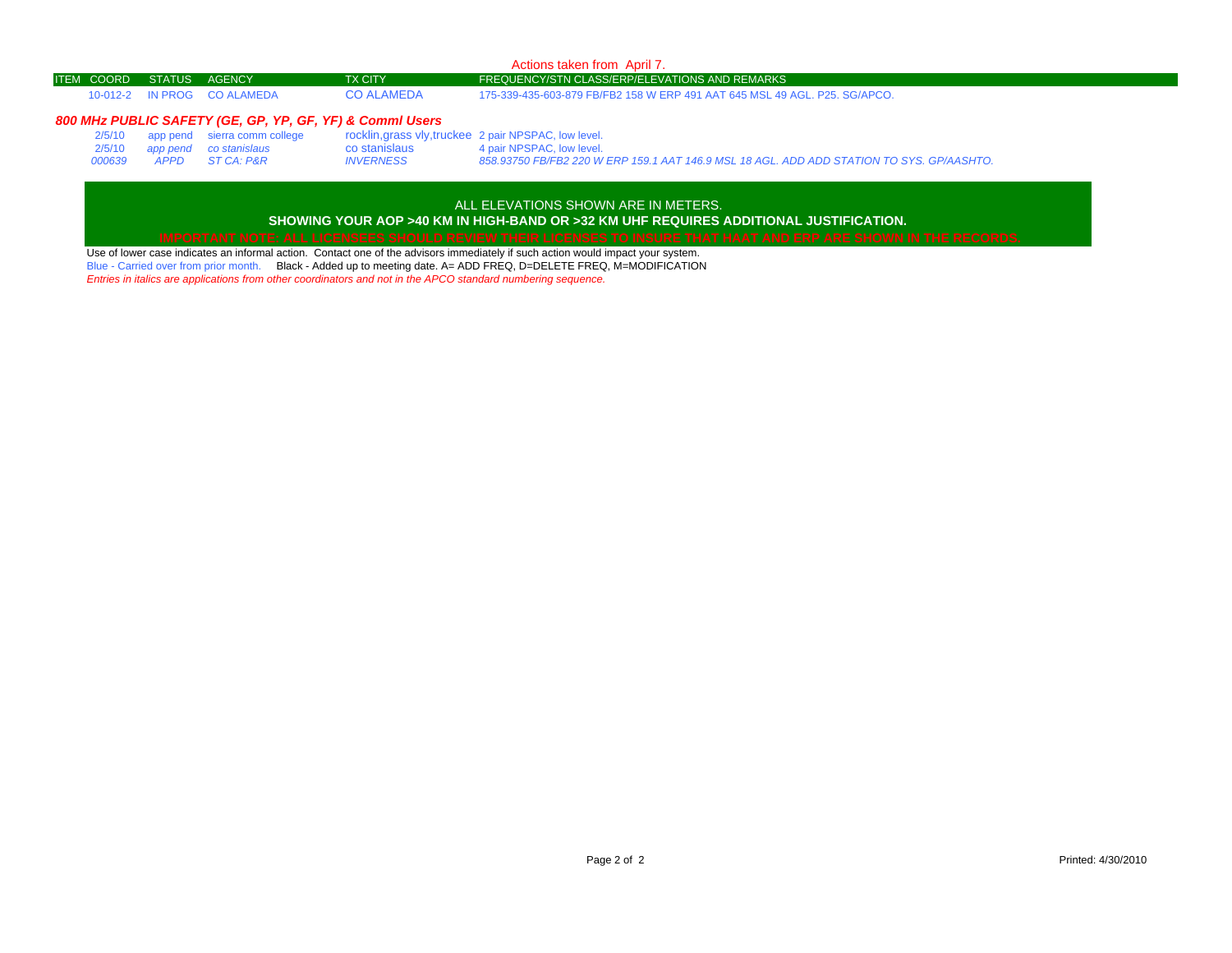Actions taken from April 7.

| ITEM | COORD | STATUS | AGENCY | TX CITY | FREQUENCY/STN CLASS/ERP/ELEVATIONS AND REMARKS |
|---|---|---|---|---|---|
| | 10-012-2 | IN PROG | CO ALAMEDA | CO ALAMEDA | 175-339-435-603-879 FB/FB2 158 W ERP 491 AAT 645 MSL 49 AGL. P25. SG/APCO. |

***800 MHz PUBLIC SAFETY (GE, GP, YP, GF, YF) & Comml Users***

| | | | | | |
|---|---|---|---|---|---|
| | 2/5/10 | app pend | sierra comm college | rocklin,grass vly,truckee | 2 pair NPSPAC, low level. |
| | *2/5/10* | *app pend* | *co stanislaus* | co stanislaus | 4 pair NPSPAC, low level. |
| | *000639* | *APPD* | *ST CA: P&R* | *INVERNESS* | *858.93750 FB/FB2 220 W ERP 159.1 AAT 146.9 MSL 18 AGL. ADD ADD STATION TO SYS. GP/AASHTO.* |

ALL ELEVATIONS SHOWN ARE IN METERS.

**SHOWING YOUR AOP >40 KM IN HIGH-BAND OR >32 KM UHF REQUIRES ADDITIONAL JUSTIFICATION.**

**IMPORTANT NOTE: ALL LICENSEES SHOULD REVIEW THEIR LICENSES TO INSURE THAT HAAT AND ERP ARE SHOWN IN THE RECORDS.**

Use of lower case indicates an informal action. Contact one of the advisors immediately if such action would impact your system.

Blue - Carried over from prior month. Black - Added up to meeting date. A= ADD FREQ, D=DELETE FREQ, M=MODIFICATION

*Entries in italics are applications from other coordinators and not in the APCO standard numbering sequence.*

Printed: 4/30/2010